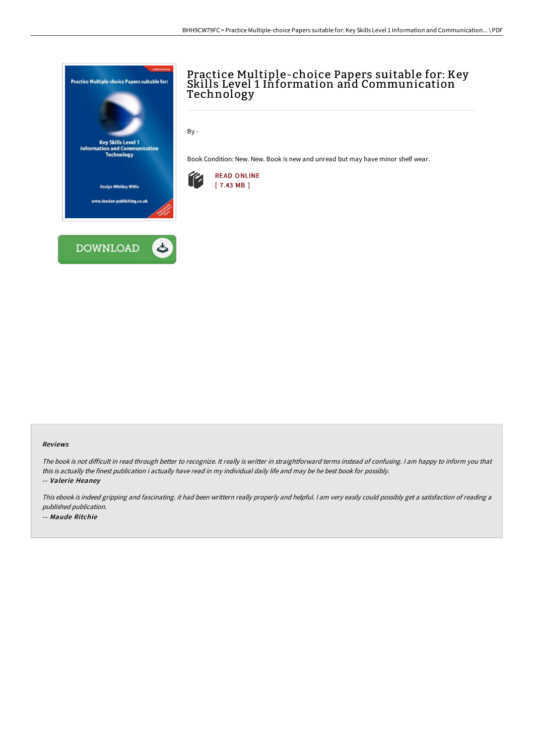# Practice Multiple-choice Papers suitable for: Key Skills Level 1 Information and Communication Technology

By -

Book Condition: New. New. Book is new and unread but may have minor shelf wear.

READ ONLINE
[ 7.43 MB ]

DOWNLOAD

### Reviews

*The book is not difficult in read through better to recognize. It really is writter in straightforward terms instead of confusing. I am happy to inform you that this is actually the finest publication i actually have read in my individual daily life and may be he best book for possibly.*

-- ***Valerie Heaney***

*This ebook is indeed gripping and fascinating. it had been writtern really properly and helpful. I am very easily could possibly get a satisfaction of reading a published publication.*

-- ***Maude Ritchie***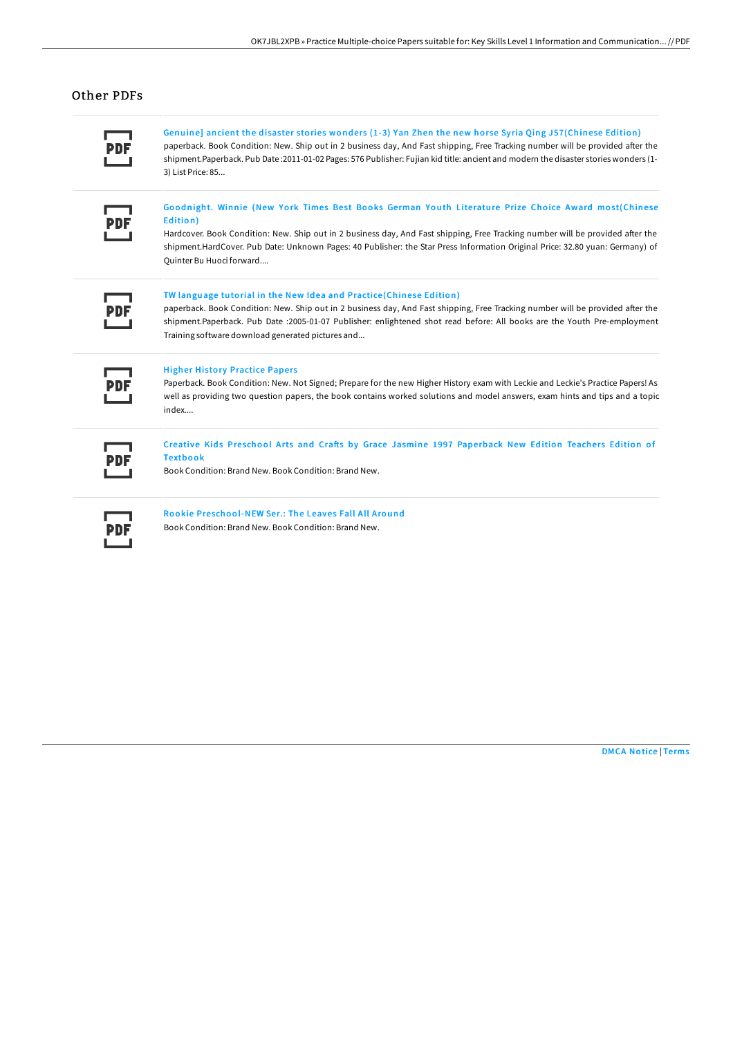## Other PDFs

**Genuine] ancient the disaster stories wonders (1-3) Yan Zhen the new horse Syria Qing J57(Chinese Edition)**

paperback. Book Condition: New. Ship out in 2 business day, And Fast shipping, Free Tracking number will be provided after the shipment.Paperback. Pub Date :2011-01-02 Pages: 576 Publisher: Fujian kid title: ancient and modern the disaster stories wonders (1-3) List Price: 85...

**Goodnight. Winnie (New York Times Best Books German Youth Literature Prize Choice Award most(Chinese Edition)**

Hardcover. Book Condition: New. Ship out in 2 business day, And Fast shipping, Free Tracking number will be provided after the shipment.HardCover. Pub Date: Unknown Pages: 40 Publisher: the Star Press Information Original Price: 32.80 yuan: Germany) of Quinter Bu Huoci forward....

**TW language tutorial in the New Idea and Practice(Chinese Edition)**

paperback. Book Condition: New. Ship out in 2 business day, And Fast shipping, Free Tracking number will be provided after the shipment.Paperback. Pub Date :2005-01-07 Publisher: enlightened shot read before: All books are the Youth Pre-employment Training software download generated pictures and...

**Higher History Practice Papers**

Paperback. Book Condition: New. Not Signed; Prepare for the new Higher History exam with Leckie and Leckie's Practice Papers! As well as providing two question papers, the book contains worked solutions and model answers, exam hints and tips and a topic index....

**Creative Kids Preschool Arts and Crafts by Grace Jasmine 1997 Paperback New Edition Teachers Edition of Textbook**

Book Condition: Brand New. Book Condition: Brand New.

**Rookie Preschool-NEW Ser.: The Leaves Fall All Around**

Book Condition: Brand New. Book Condition: Brand New.

DMCA Notice | Terms